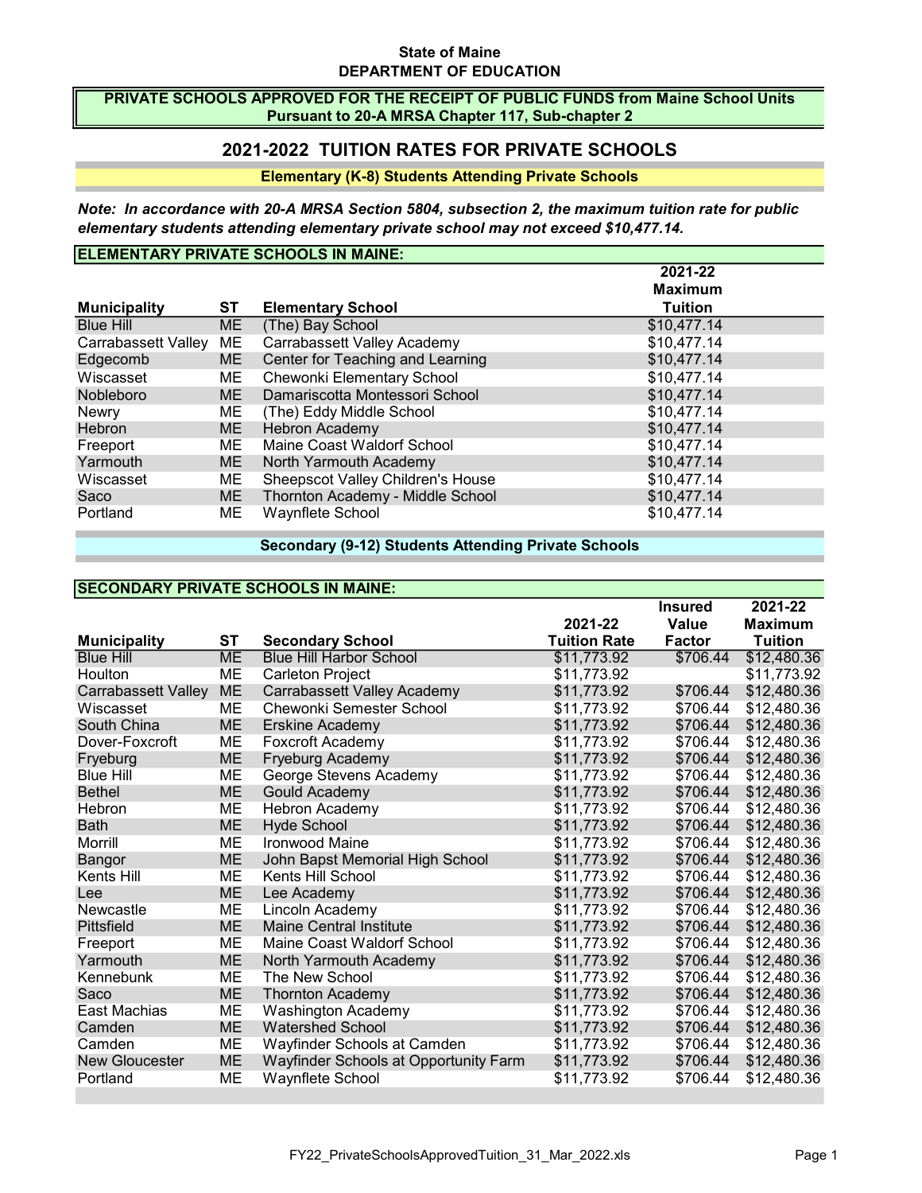**State of Maine**
**DEPARTMENT OF EDUCATION**

**PRIVATE SCHOOLS APPROVED FOR THE RECEIPT OF PUBLIC FUNDS from Maine School Units**
**Pursuant to 20-A MRSA Chapter 117, Sub-chapter 2**

## 2021-2022 TUITION RATES FOR PRIVATE SCHOOLS

### Elementary (K-8) Students Attending Private Schools

***Note: In accordance with 20-A MRSA Section 5804, subsection 2, the maximum tuition rate for public elementary students attending elementary private school may not exceed $10,477.14.***

**ELEMENTARY PRIVATE SCHOOLS IN MAINE:**

| Municipality | ST | Elementary School | 2021-22 Maximum Tuition |
|---|---|---|---|
| Blue Hill | ME | (The) Bay School | $10,477.14 |
| Carrabassett Valley | ME | Carrabassett Valley Academy | $10,477.14 |
| Edgecomb | ME | Center for Teaching and Learning | $10,477.14 |
| Wiscasset | ME | Chewonki Elementary School | $10,477.14 |
| Nobleboro | ME | Damariscotta Montessori School | $10,477.14 |
| Newry | ME | (The) Eddy Middle School | $10,477.14 |
| Hebron | ME | Hebron Academy | $10,477.14 |
| Freeport | ME | Maine Coast Waldorf School | $10,477.14 |
| Yarmouth | ME | North Yarmouth Academy | $10,477.14 |
| Wiscasset | ME | Sheepscot Valley Children's House | $10,477.14 |
| Saco | ME | Thornton Academy - Middle School | $10,477.14 |
| Portland | ME | Waynflete School | $10,477.14 |

### Secondary (9-12) Students Attending Private Schools

**SECONDARY PRIVATE SCHOOLS IN MAINE:**

| Municipality | ST | Secondary School | 2021-22 Tuition Rate | Insured Value Factor | 2021-22 Maximum Tuition |
|---|---|---|---|---|---|
| Blue Hill | ME | Blue Hill Harbor School | $11,773.92 | $706.44 | $12,480.36 |
| Houlton | ME | Carleton Project | $11,773.92 | | $11,773.92 |
| Carrabassett Valley | ME | Carrabassett Valley Academy | $11,773.92 | $706.44 | $12,480.36 |
| Wiscasset | ME | Chewonki Semester School | $11,773.92 | $706.44 | $12,480.36 |
| South China | ME | Erskine Academy | $11,773.92 | $706.44 | $12,480.36 |
| Dover-Foxcroft | ME | Foxcroft Academy | $11,773.92 | $706.44 | $12,480.36 |
| Fryeburg | ME | Fryeburg Academy | $11,773.92 | $706.44 | $12,480.36 |
| Blue Hill | ME | George Stevens Academy | $11,773.92 | $706.44 | $12,480.36 |
| Bethel | ME | Gould Academy | $11,773.92 | $706.44 | $12,480.36 |
| Hebron | ME | Hebron Academy | $11,773.92 | $706.44 | $12,480.36 |
| Bath | ME | Hyde School | $11,773.92 | $706.44 | $12,480.36 |
| Morrill | ME | Ironwood Maine | $11,773.92 | $706.44 | $12,480.36 |
| Bangor | ME | John Bapst Memorial High School | $11,773.92 | $706.44 | $12,480.36 |
| Kents Hill | ME | Kents Hill School | $11,773.92 | $706.44 | $12,480.36 |
| Lee | ME | Lee Academy | $11,773.92 | $706.44 | $12,480.36 |
| Newcastle | ME | Lincoln Academy | $11,773.92 | $706.44 | $12,480.36 |
| Pittsfield | ME | Maine Central Institute | $11,773.92 | $706.44 | $12,480.36 |
| Freeport | ME | Maine Coast Waldorf School | $11,773.92 | $706.44 | $12,480.36 |
| Yarmouth | ME | North Yarmouth Academy | $11,773.92 | $706.44 | $12,480.36 |
| Kennebunk | ME | The New School | $11,773.92 | $706.44 | $12,480.36 |
| Saco | ME | Thornton Academy | $11,773.92 | $706.44 | $12,480.36 |
| East Machias | ME | Washington Academy | $11,773.92 | $706.44 | $12,480.36 |
| Camden | ME | Watershed School | $11,773.92 | $706.44 | $12,480.36 |
| Camden | ME | Wayfinder Schools at Camden | $11,773.92 | $706.44 | $12,480.36 |
| New Gloucester | ME | Wayfinder Schools at Opportunity Farm | $11,773.92 | $706.44 | $12,480.36 |
| Portland | ME | Waynflete School | $11,773.92 | $706.44 | $12,480.36 |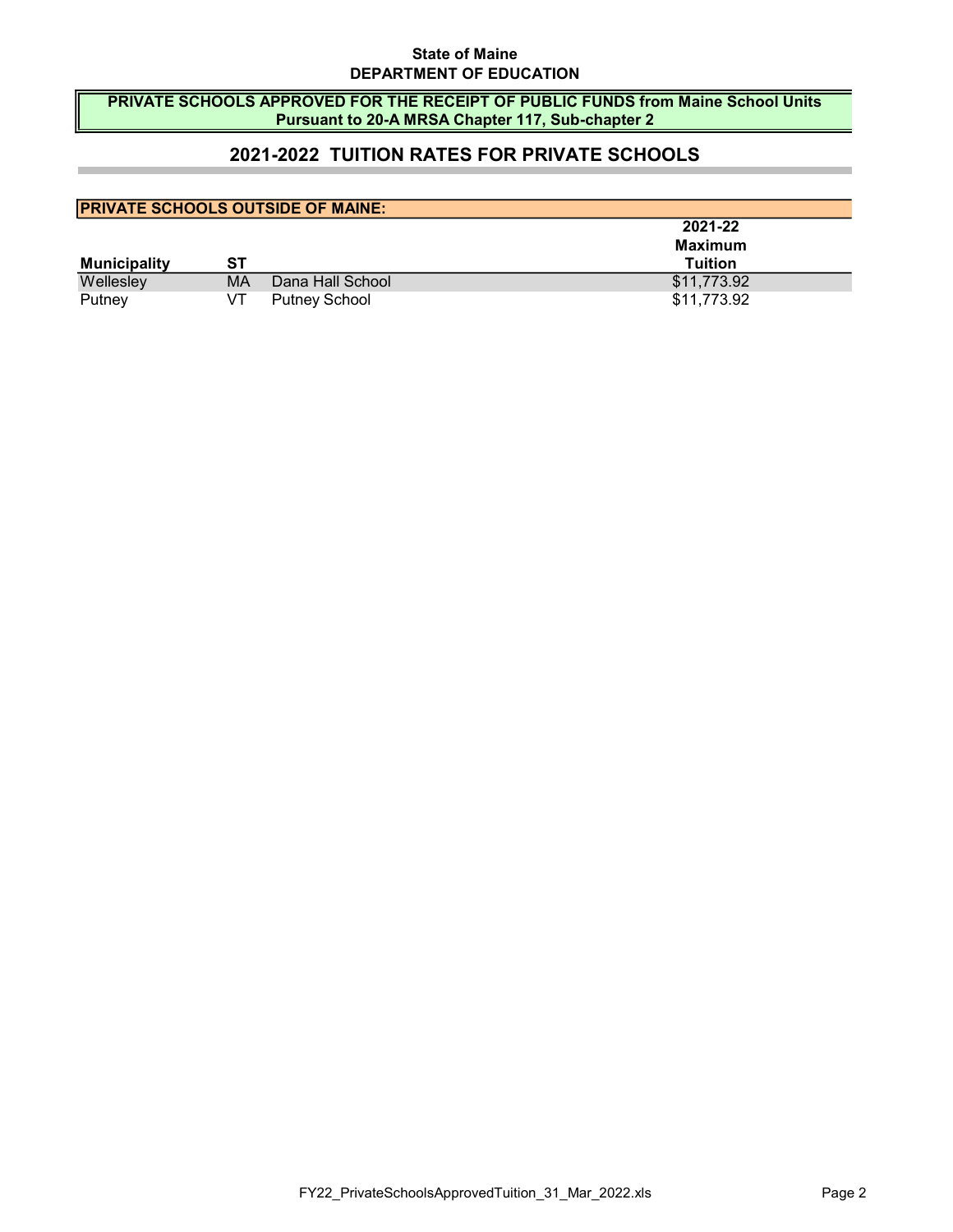**State of Maine**
**DEPARTMENT OF EDUCATION**

**PRIVATE SCHOOLS APPROVED FOR THE RECEIPT OF PUBLIC FUNDS from Maine School Units**
**Pursuant to 20-A MRSA Chapter 117, Sub-chapter 2**

## 2021-2022 TUITION RATES FOR PRIVATE SCHOOLS

**PRIVATE SCHOOLS OUTSIDE OF MAINE:**

| Municipality | ST | | 2021-22 Maximum Tuition |
|---|---|---|---|
| Wellesley | MA | Dana Hall School | $11,773.92 |
| Putney | VT | Putney School | $11,773.92 |